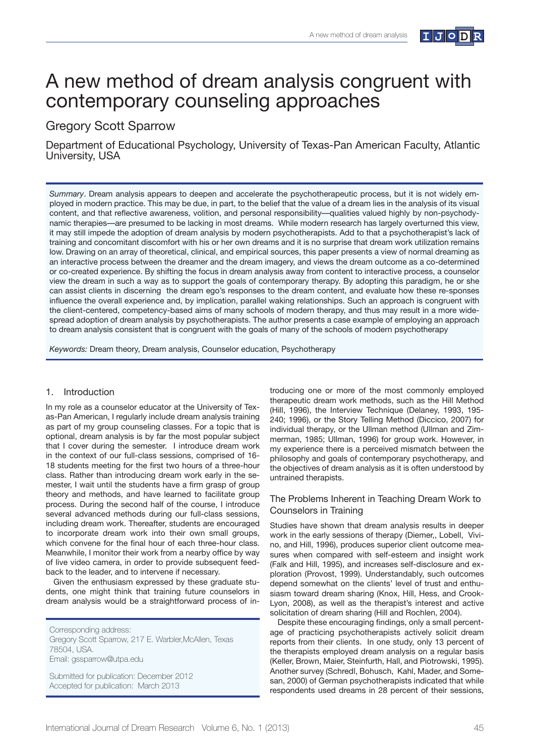# A new method of dream analysis congruent with contemporary counseling approaches

## Gregory Scott Sparrow

Department of Educational Psychology, University of Texas-Pan American Faculty, Atlantic University, USA

*Summary*. Dream analysis appears to deepen and accelerate the psychotherapeutic process, but it is not widely employed in modern practice. This may be due, in part, to the belief that the value of a dream lies in the analysis of its visual content, and that reflective awareness, volition, and personal responsibility—qualities valued highly by non-psychodynamic therapies—are presumed to be lacking in most dreams. While modern research has largely overturned this view, it may still impede the adoption of dream analysis by modern psychotherapists. Add to that a psychotherapist's lack of training and concomitant discomfort with his or her own dreams and it is no surprise that dream work utilization remains low. Drawing on an array of theoretical, clinical, and empirical sources, this paper presents a view of normal dreaming as an interactive process between the dreamer and the dream imagery, and views the dream outcome as a co-determined or co-created experience. By shifting the focus in dream analysis away from content to interactive process, a counselor view the dream in such a way as to support the goals of contemporary therapy. By adopting this paradigm, he or she can assist clients in discerning the dream ego's responses to the dream content, and evaluate how these re-sponses influence the overall experience and, by implication, parallel waking relationships. Such an approach is congruent with the client-centered, competency-based aims of many schools of modern therapy, and thus may result in a more widespread adoption of dream analysis by psychotherapists. The author presents a case example of employing an approach to dream analysis consistent that is congruent with the goals of many of the schools of modern psychotherapy

*Keywords:* Dream theory, Dream analysis, Counselor education, Psychotherapy

## 1. Introduction

In my role as a counselor educator at the University of Texas-Pan American, I regularly include dream analysis training as part of my group counseling classes. For a topic that is optional, dream analysis is by far the most popular subject that I cover during the semester. I introduce dream work in the context of our full-class sessions, comprised of 16-18 students meeting for the first two hours of a three-hour class. Rather than introducing dream work early in the semester, I wait until the students have a firm grasp of group theory and methods, and have learned to facilitate group process. During the second half of the course, I introduce several advanced methods during our full-class sessions, including dream work. Thereafter, students are encouraged to incorporate dream work into their own small groups, which convene for the final hour of each three-hour class. Meanwhile, I monitor their work from a nearby office by way of live video camera, in order to provide subsequent feedback to the leader, and to intervene if necessary.

Given the enthusiasm expressed by these graduate students, one might think that training future counselors in dream analysis would be a straightforward process of introducing one or more of the most commonly employed therapeutic dream work methods, such as the Hill Method (Hill, 1996), the Interview Technique (Delaney, 1993, 195-240; 1996), or the Story Telling Method (Diccico, 2007) for individual therapy, or the Ullman method (Ullman and Zimmerman, 1985; Ullman, 1996) for group work. However, in my experience there is a perceived mismatch between the philosophy and goals of contemporary psychotherapy, and the objectives of dream analysis as it is often understood by untrained therapists.

Corresponding address:
Gregory Scott Sparrow, 217 E. Warbler,McAllen, Texas 78504, USA.
Email: gssparrow@utpa.edu

Submitted for publication: December 2012
Accepted for publication: March 2013

### The Problems Inherent in Teaching Dream Work to Counselors in Training

Studies have shown that dream analysis results in deeper work in the early sessions of therapy (Diemer,, Lobell, Vivino, and Hill, 1996), produces superior client outcome measures when compared with self-esteem and insight work (Falk and Hill, 1995), and increases self-disclosure and exploration (Provost, 1999). Understandably, such outcomes depend somewhat on the clients' level of trust and enthusiasm toward dream sharing (Knox, Hill, Hess, and Crook-Lyon, 2008), as well as the therapist's interest and active solicitation of dream sharing (Hill and Rochlen, 2004).

Despite these encouraging findings, only a small percentage of practicing psychotherapists actively solicit dream reports from their clients. In one study, only 13 percent of the therapists employed dream analysis on a regular basis (Keller, Brown, Maier, Steinfurth, Hall, and Piotrowski, 1995). Another survey (Schredl, Bohusch, Kahl, Mader, and Somesan, 2000) of German psychotherapists indicated that while respondents used dreams in 28 percent of their sessions,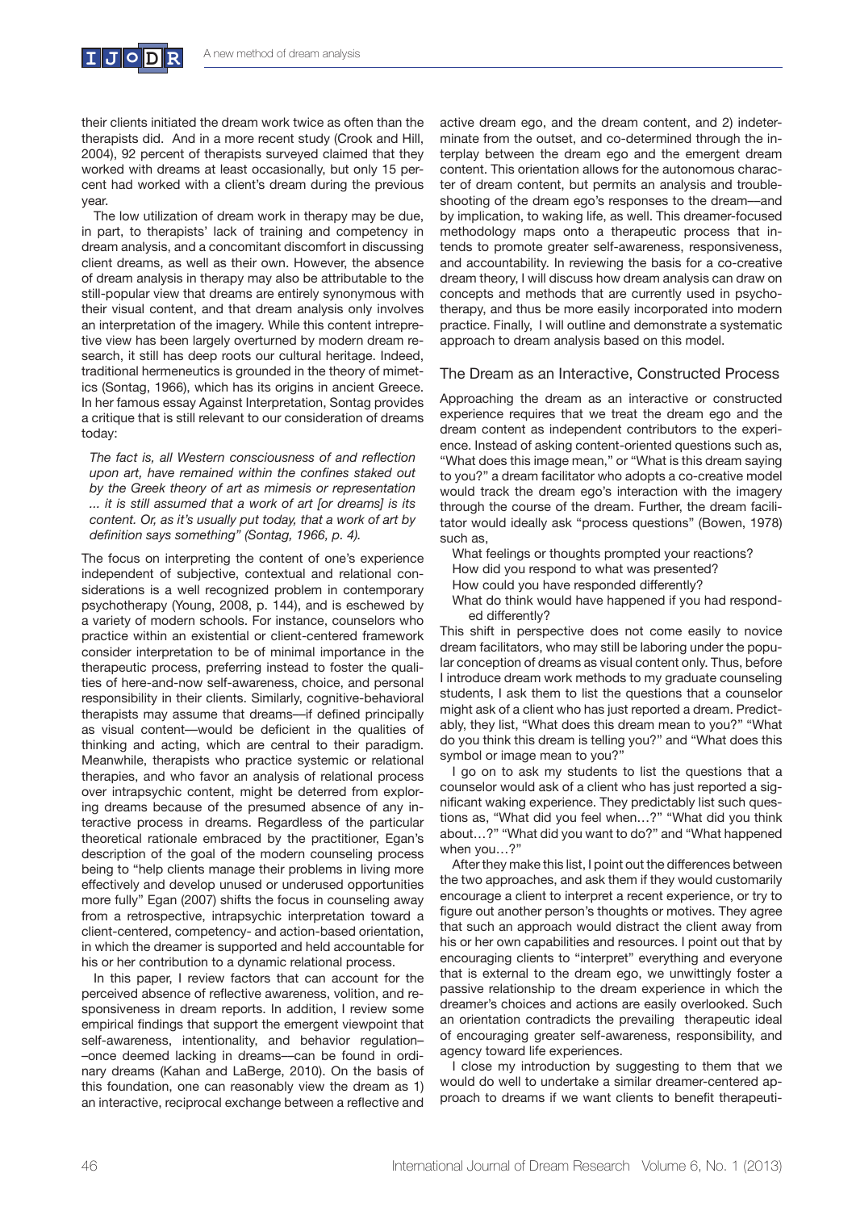their clients initiated the dream work twice as often than the therapists did. And in a more recent study (Crook and Hill, 2004), 92 percent of therapists surveyed claimed that they worked with dreams at least occasionally, but only 15 percent had worked with a client's dream during the previous year.

The low utilization of dream work in therapy may be due, in part, to therapists' lack of training and competency in dream analysis, and a concomitant discomfort in discussing client dreams, as well as their own. However, the absence of dream analysis in therapy may also be attributable to the still-popular view that dreams are entirely synonymous with their visual content, and that dream analysis only involves an interpretation of the imagery. While this content intrepretive view has been largely overturned by modern dream research, it still has deep roots our cultural heritage. Indeed, traditional hermeneutics is grounded in the theory of mimetics (Sontag, 1966), which has its origins in ancient Greece. In her famous essay Against Interpretation, Sontag provides a critique that is still relevant to our consideration of dreams today:

> *The fact is, all Western consciousness of and reflection upon art, have remained within the confines staked out by the Greek theory of art as mimesis or representation ... it is still assumed that a work of art [or dreams] is its content. Or, as it's usually put today, that a work of art by definition says something" (Sontag, 1966, p. 4).*

The focus on interpreting the content of one's experience independent of subjective, contextual and relational considerations is a well recognized problem in contemporary psychotherapy (Young, 2008, p. 144), and is eschewed by a variety of modern schools. For instance, counselors who practice within an existential or client-centered framework consider interpretation to be of minimal importance in the therapeutic process, preferring instead to foster the qualities of here-and-now self-awareness, choice, and personal responsibility in their clients. Similarly, cognitive-behavioral therapists may assume that dreams—if defined principally as visual content—would be deficient in the qualities of thinking and acting, which are central to their paradigm. Meanwhile, therapists who practice systemic or relational therapies, and who favor an analysis of relational process over intrapsychic content, might be deterred from exploring dreams because of the presumed absence of any interactive process in dreams. Regardless of the particular theoretical rationale embraced by the practitioner, Egan's description of the goal of the modern counseling process being to "help clients manage their problems in living more effectively and develop unused or underused opportunities more fully" Egan (2007) shifts the focus in counseling away from a retrospective, intrapsychic interpretation toward a client-centered, competency- and action-based orientation, in which the dreamer is supported and held accountable for his or her contribution to a dynamic relational process.

In this paper, I review factors that can account for the perceived absence of reflective awareness, volition, and responsiveness in dream reports. In addition, I review some empirical findings that support the emergent viewpoint that self-awareness, intentionality, and behavior regulation––once deemed lacking in dreams—can be found in ordinary dreams (Kahan and LaBerge, 2010). On the basis of this foundation, one can reasonably view the dream as 1) an interactive, reciprocal exchange between a reflective and active dream ego, and the dream content, and 2) indeterminate from the outset, and co-determined through the interplay between the dream ego and the emergent dream content. This orientation allows for the autonomous character of dream content, but permits an analysis and troubleshooting of the dream ego's responses to the dream—and by implication, to waking life, as well. This dreamer-focused methodology maps onto a therapeutic process that intends to promote greater self-awareness, responsiveness, and accountability. In reviewing the basis for a co-creative dream theory, I will discuss how dream analysis can draw on concepts and methods that are currently used in psychotherapy, and thus be more easily incorporated into modern practice. Finally, I will outline and demonstrate a systematic approach to dream analysis based on this model.

## The Dream as an Interactive, Constructed Process

Approaching the dream as an interactive or constructed experience requires that we treat the dream ego and the dream content as independent contributors to the experience. Instead of asking content-oriented questions such as, "What does this image mean," or "What is this dream saying to you?" a dream facilitator who adopts a co-creative model would track the dream ego's interaction with the imagery through the course of the dream. Further, the dream facilitator would ideally ask "process questions" (Bowen, 1978) such as,

- What feelings or thoughts prompted your reactions?
- How did you respond to what was presented?
- How could you have responded differently?
- What do think would have happened if you had responded differently?

This shift in perspective does not come easily to novice dream facilitators, who may still be laboring under the popular conception of dreams as visual content only. Thus, before I introduce dream work methods to my graduate counseling students, I ask them to list the questions that a counselor might ask of a client who has just reported a dream. Predictably, they list, "What does this dream mean to you?" "What do you think this dream is telling you?" and "What does this symbol or image mean to you?"

I go on to ask my students to list the questions that a counselor would ask of a client who has just reported a significant waking experience. They predictably list such questions as, "What did you feel when…?" "What did you think about…?" "What did you want to do?" and "What happened when you…?"

After they make this list, I point out the differences between the two approaches, and ask them if they would customarily encourage a client to interpret a recent experience, or try to figure out another person's thoughts or motives. They agree that such an approach would distract the client away from his or her own capabilities and resources. I point out that by encouraging clients to "interpret" everything and everyone that is external to the dream ego, we unwittingly foster a passive relationship to the dream experience in which the dreamer's choices and actions are easily overlooked. Such an orientation contradicts the prevailing therapeutic ideal of encouraging greater self-awareness, responsibility, and agency toward life experiences.

I close my introduction by suggesting to them that we would do well to undertake a similar dreamer-centered approach to dreams if we want clients to benefit therapeuti-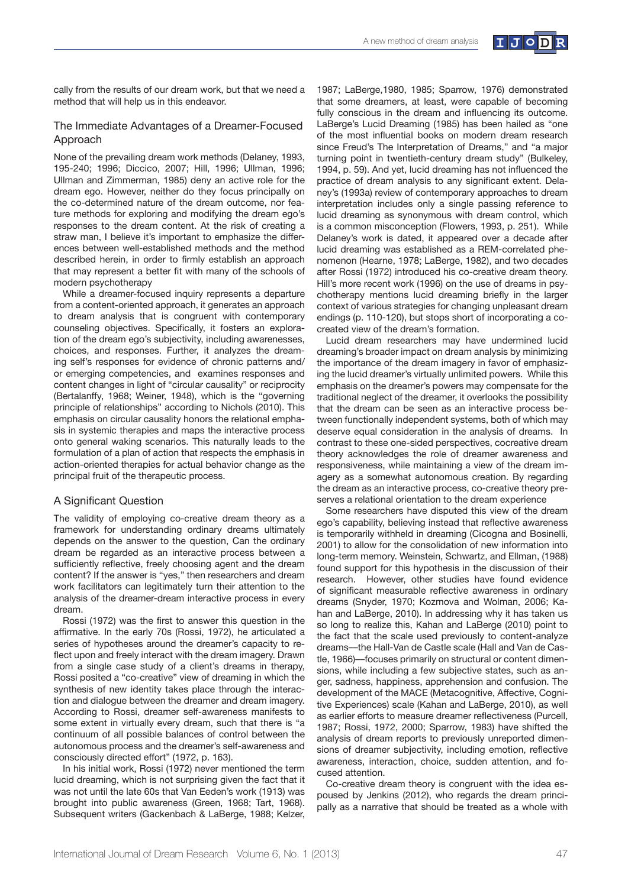cally from the results of our dream work, but that we need a method that will help us in this endeavor.

## The Immediate Advantages of a Dreamer-Focused Approach

None of the prevailing dream work methods (Delaney, 1993, 195-240; 1996; Diccico, 2007; Hill, 1996; Ullman, 1996; Ullman and Zimmerman, 1985) deny an active role for the dream ego. However, neither do they focus principally on the co-determined nature of the dream outcome, nor feature methods for exploring and modifying the dream ego's responses to the dream content. At the risk of creating a straw man, I believe it's important to emphasize the differences between well-established methods and the method described herein, in order to firmly establish an approach that may represent a better fit with many of the schools of modern psychotherapy

While a dreamer-focused inquiry represents a departure from a content-oriented approach, it generates an approach to dream analysis that is congruent with contemporary counseling objectives. Specifically, it fosters an exploration of the dream ego's subjectivity, including awarenesses, choices, and responses. Further, it analyzes the dreaming self's responses for evidence of chronic patterns and/or emerging competencies, and examines responses and content changes in light of "circular causality" or reciprocity (Bertalanffy, 1968; Weiner, 1948), which is the "governing principle of relationships" according to Nichols (2010). This emphasis on circular causality honors the relational emphasis in systemic therapies and maps the interactive process onto general waking scenarios. This naturally leads to the formulation of a plan of action that respects the emphasis in action-oriented therapies for actual behavior change as the principal fruit of the therapeutic process.

## A Significant Question

The validity of employing co-creative dream theory as a framework for understanding ordinary dreams ultimately depends on the answer to the question, Can the ordinary dream be regarded as an interactive process between a sufficiently reflective, freely choosing agent and the dream content? If the answer is "yes," then researchers and dream work facilitators can legitimately turn their attention to the analysis of the dreamer-dream interactive process in every dream.

Rossi (1972) was the first to answer this question in the affirmative. In the early 70s (Rossi, 1972), he articulated a series of hypotheses around the dreamer's capacity to reflect upon and freely interact with the dream imagery. Drawn from a single case study of a client's dreams in therapy, Rossi posited a "co-creative" view of dreaming in which the synthesis of new identity takes place through the interaction and dialogue between the dreamer and dream imagery. According to Rossi, dreamer self-awareness manifests to some extent in virtually every dream, such that there is "a continuum of all possible balances of control between the autonomous process and the dreamer's self-awareness and consciously directed effort" (1972, p. 163).

In his initial work, Rossi (1972) never mentioned the term lucid dreaming, which is not surprising given the fact that it was not until the late 60s that Van Eeden's work (1913) was brought into public awareness (Green, 1968; Tart, 1968). Subsequent writers (Gackenbach & LaBerge, 1988; Kelzer, 1987; LaBerge,1980, 1985; Sparrow, 1976) demonstrated that some dreamers, at least, were capable of becoming fully conscious in the dream and influencing its outcome. LaBerge's Lucid Dreaming (1985) has been hailed as "one of the most influential books on modern dream research since Freud's The Interpretation of Dreams," and "a major turning point in twentieth-century dream study" (Bulkeley, 1994, p. 59). And yet, lucid dreaming has not influenced the practice of dream analysis to any significant extent. Delaney's (1993a) review of contemporary approaches to dream interpretation includes only a single passing reference to lucid dreaming as synonymous with dream control, which is a common misconception (Flowers, 1993, p. 251). While Delaney's work is dated, it appeared over a decade after lucid dreaming was established as a REM-correlated phenomenon (Hearne, 1978; LaBerge, 1982), and two decades after Rossi (1972) introduced his co-creative dream theory. Hill's more recent work (1996) on the use of dreams in psychotherapy mentions lucid dreaming briefly in the larger context of various strategies for changing unpleasant dream endings (p. 110-120), but stops short of incorporating a co-created view of the dream's formation.

Lucid dream researchers may have undermined lucid dreaming's broader impact on dream analysis by minimizing the importance of the dream imagery in favor of emphasizing the lucid dreamer's virtually unlimited powers. While this emphasis on the dreamer's powers may compensate for the traditional neglect of the dreamer, it overlooks the possibility that the dream can be seen as an interactive process between functionally independent systems, both of which may deserve equal consideration in the analysis of dreams. In contrast to these one-sided perspectives, cocreative dream theory acknowledges the role of dreamer awareness and responsiveness, while maintaining a view of the dream imagery as a somewhat autonomous creation. By regarding the dream as an interactive process, co-creative theory preserves a relational orientation to the dream experience

Some researchers have disputed this view of the dream ego's capability, believing instead that reflective awareness is temporarily withheld in dreaming (Cicogna and Bosinelli, 2001) to allow for the consolidation of new information into long-term memory. Weinstein, Schwartz, and Ellman, (1988) found support for this hypothesis in the discussion of their research. However, other studies have found evidence of significant measurable reflective awareness in ordinary dreams (Snyder, 1970; Kozmova and Wolman, 2006; Kahan and LaBerge, 2010). In addressing why it has taken us so long to realize this, Kahan and LaBerge (2010) point to the fact that the scale used previously to content-analyze dreams—the Hall-Van de Castle scale (Hall and Van de Castle, 1966)—focuses primarily on structural or content dimensions, while including a few subjective states, such as anger, sadness, happiness, apprehension and confusion. The development of the MACE (Metacognitive, Affective, Cognitive Experiences) scale (Kahan and LaBerge, 2010), as well as earlier efforts to measure dreamer reflectiveness (Purcell, 1987; Rossi, 1972, 2000; Sparrow, 1983) have shifted the analysis of dream reports to previously unreported dimensions of dreamer subjectivity, including emotion, reflective awareness, interaction, choice, sudden attention, and focused attention.

Co-creative dream theory is congruent with the idea espoused by Jenkins (2012), who regards the dream principally as a narrative that should be treated as a whole with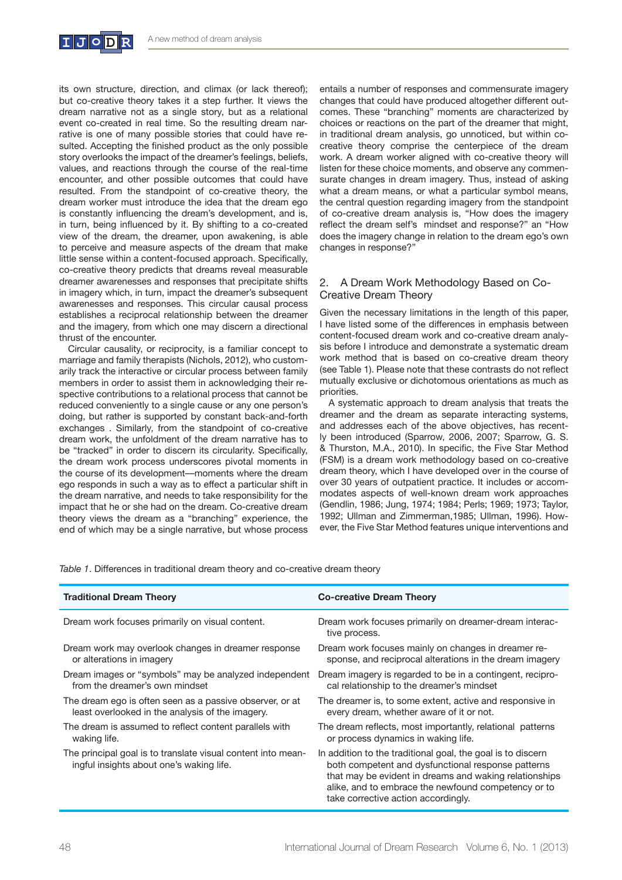its own structure, direction, and climax (or lack thereof); but co-creative theory takes it a step further. It views the dream narrative not as a single story, but as a relational event co-created in real time. So the resulting dream narrative is one of many possible stories that could have resulted. Accepting the finished product as the only possible story overlooks the impact of the dreamer's feelings, beliefs, values, and reactions through the course of the real-time encounter, and other possible outcomes that could have resulted. From the standpoint of co-creative theory, the dream worker must introduce the idea that the dream ego is constantly influencing the dream's development, and is, in turn, being influenced by it. By shifting to a co-created view of the dream, the dreamer, upon awakening, is able to perceive and measure aspects of the dream that make little sense within a content-focused approach. Specifically, co-creative theory predicts that dreams reveal measurable dreamer awarenesses and responses that precipitate shifts in imagery which, in turn, impact the dreamer's subsequent awarenesses and responses. This circular causal process establishes a reciprocal relationship between the dreamer and the imagery, from which one may discern a directional thrust of the encounter.

Circular causality, or reciprocity, is a familiar concept to marriage and family therapists (Nichols, 2012), who customarily track the interactive or circular process between family members in order to assist them in acknowledging their respective contributions to a relational process that cannot be reduced conveniently to a single cause or any one person's doing, but rather is supported by constant back-and-forth exchanges . Similarly, from the standpoint of co-creative dream work, the unfoldment of the dream narrative has to be "tracked" in order to discern its circularity. Specifically, the dream work process underscores pivotal moments in the course of its development—moments where the dream ego responds in such a way as to effect a particular shift in the dream narrative, and needs to take responsibility for the impact that he or she had on the dream. Co-creative dream theory views the dream as a "branching" experience, the end of which may be a single narrative, but whose process entails a number of responses and commensurate imagery changes that could have produced altogether different outcomes. These "branching" moments are characterized by choices or reactions on the part of the dreamer that might, in traditional dream analysis, go unnoticed, but within co-creative theory comprise the centerpiece of the dream work. A dream worker aligned with co-creative theory will listen for these choice moments, and observe any commensurate changes in dream imagery. Thus, instead of asking what a dream means, or what a particular symbol means, the central question regarding imagery from the standpoint of co-creative dream analysis is, "How does the imagery reflect the dream self's mindset and response?" an "How does the imagery change in relation to the dream ego's own changes in response?"

## 2. A Dream Work Methodology Based on Co-Creative Dream Theory

Given the necessary limitations in the length of this paper, I have listed some of the differences in emphasis between content-focused dream work and co-creative dream analysis before I introduce and demonstrate a systematic dream work method that is based on co-creative dream theory (see Table 1). Please note that these contrasts do not reflect mutually exclusive or dichotomous orientations as much as priorities.

A systematic approach to dream analysis that treats the dreamer and the dream as separate interacting systems, and addresses each of the above objectives, has recently been introduced (Sparrow, 2006, 2007; Sparrow, G. S. & Thurston, M.A., 2010). In specific, the Five Star Method (FSM) is a dream work methodology based on co-creative dream theory, which I have developed over in the course of over 30 years of outpatient practice. It includes or accommodates aspects of well-known dream work approaches (Gendlin, 1986; Jung, 1974; 1984; Perls; 1969; 1973; Taylor, 1992; Ullman and Zimmerman,1985; Ullman, 1996). However, the Five Star Method features unique interventions and

*Table 1*. Differences in traditional dream theory and co-creative dream theory

| Traditional Dream Theory | Co-creative Dream Theory |
|---|---|
| Dream work focuses primarily on visual content. | Dream work focuses primarily on dreamer-dream interactive process. |
| Dream work may overlook changes in dreamer response or alterations in imagery | Dream work focuses mainly on changes in dreamer response, and reciprocal alterations in the dream imagery |
| Dream images or "symbols" may be analyzed independent from the dreamer's own mindset | Dream imagery is regarded to be in a contingent, reciprocal relationship to the dreamer's mindset |
| The dream ego is often seen as a passive observer, or at least overlooked in the analysis of the imagery. | The dreamer is, to some extent, active and responsive in every dream, whether aware of it or not. |
| The dream is assumed to reflect content parallels with waking life. | The dream reflects, most importantly, relational patterns or process dynamics in waking life. |
| The principal goal is to translate visual content into meaningful insights about one's waking life. | In addition to the traditional goal, the goal is to discern both competent and dysfunctional response patterns that may be evident in dreams and waking relationships alike, and to embrace the newfound competency or to take corrective action accordingly. |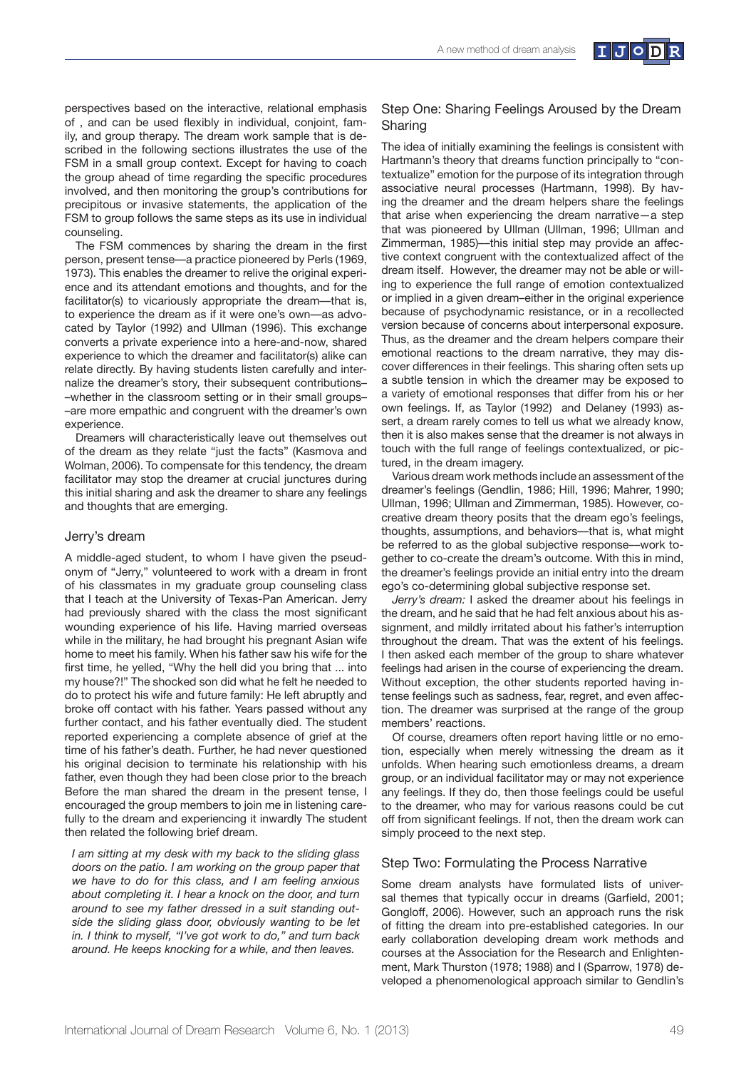perspectives based on the interactive, relational emphasis of , and can be used flexibly in individual, conjoint, family, and group therapy. The dream work sample that is described in the following sections illustrates the use of the FSM in a small group context. Except for having to coach the group ahead of time regarding the specific procedures involved, and then monitoring the group's contributions for precipitous or invasive statements, the application of the FSM to group follows the same steps as its use in individual counseling.

The FSM commences by sharing the dream in the first person, present tense—a practice pioneered by Perls (1969, 1973). This enables the dreamer to relive the original experience and its attendant emotions and thoughts, and for the facilitator(s) to vicariously appropriate the dream—that is, to experience the dream as if it were one's own—as advocated by Taylor (1992) and Ullman (1996). This exchange converts a private experience into a here-and-now, shared experience to which the dreamer and facilitator(s) alike can relate directly. By having students listen carefully and internalize the dreamer's story, their subsequent contributions––whether in the classroom setting or in their small groups––are more empathic and congruent with the dreamer's own experience.

Dreamers will characteristically leave out themselves out of the dream as they relate "just the facts" (Kasmova and Wolman, 2006). To compensate for this tendency, the dream facilitator may stop the dreamer at crucial junctures during this initial sharing and ask the dreamer to share any feelings and thoughts that are emerging.

## Jerry's dream

A middle-aged student, to whom I have given the pseudonym of "Jerry," volunteered to work with a dream in front of his classmates in my graduate group counseling class that I teach at the University of Texas-Pan American. Jerry had previously shared with the class the most significant wounding experience of his life. Having married overseas while in the military, he had brought his pregnant Asian wife home to meet his family. When his father saw his wife for the first time, he yelled, "Why the hell did you bring that ... into my house?!" The shocked son did what he felt he needed to do to protect his wife and future family: He left abruptly and broke off contact with his father. Years passed without any further contact, and his father eventually died. The student reported experiencing a complete absence of grief at the time of his father's death. Further, he had never questioned his original decision to terminate his relationship with his father, even though they had been close prior to the breach Before the man shared the dream in the present tense, I encouraged the group members to join me in listening carefully to the dream and experiencing it inwardly The student then related the following brief dream.

*I am sitting at my desk with my back to the sliding glass doors on the patio. I am working on the group paper that we have to do for this class, and I am feeling anxious about completing it. I hear a knock on the door, and turn around to see my father dressed in a suit standing outside the sliding glass door, obviously wanting to be let in. I think to myself, "I've got work to do," and turn back around. He keeps knocking for a while, and then leaves.*

## Step One: Sharing Feelings Aroused by the Dream Sharing

The idea of initially examining the feelings is consistent with Hartmann's theory that dreams function principally to "contextualize" emotion for the purpose of its integration through associative neural processes (Hartmann, 1998). By having the dreamer and the dream helpers share the feelings that arise when experiencing the dream narrative—a step that was pioneered by Ullman (Ullman, 1996; Ullman and Zimmerman, 1985)—this initial step may provide an affective context congruent with the contextualized affect of the dream itself. However, the dreamer may not be able or willing to experience the full range of emotion contextualized or implied in a given dream–either in the original experience because of psychodynamic resistance, or in a recollected version because of concerns about interpersonal exposure. Thus, as the dreamer and the dream helpers compare their emotional reactions to the dream narrative, they may discover differences in their feelings. This sharing often sets up a subtle tension in which the dreamer may be exposed to a variety of emotional responses that differ from his or her own feelings. If, as Taylor (1992) and Delaney (1993) assert, a dream rarely comes to tell us what we already know, then it is also makes sense that the dreamer is not always in touch with the full range of feelings contextualized, or pictured, in the dream imagery.

Various dream work methods include an assessment of the dreamer's feelings (Gendlin, 1986; Hill, 1996; Mahrer, 1990; Ullman, 1996; Ullman and Zimmerman, 1985). However, co-creative dream theory posits that the dream ego's feelings, thoughts, assumptions, and behaviors—that is, what might be referred to as the global subjective response—work together to co-create the dream's outcome. With this in mind, the dreamer's feelings provide an initial entry into the dream ego's co-determining global subjective response set.

*Jerry's dream:* I asked the dreamer about his feelings in the dream, and he said that he had felt anxious about his assignment, and mildly irritated about his father's interruption throughout the dream. That was the extent of his feelings. I then asked each member of the group to share whatever feelings had arisen in the course of experiencing the dream. Without exception, the other students reported having intense feelings such as sadness, fear, regret, and even affection. The dreamer was surprised at the range of the group members' reactions.

Of course, dreamers often report having little or no emotion, especially when merely witnessing the dream as it unfolds. When hearing such emotionless dreams, a dream group, or an individual facilitator may or may not experience any feelings. If they do, then those feelings could be useful to the dreamer, who may for various reasons could be cut off from significant feelings. If not, then the dream work can simply proceed to the next step.

## Step Two: Formulating the Process Narrative

Some dream analysts have formulated lists of universal themes that typically occur in dreams (Garfield, 2001; Gongloff, 2006). However, such an approach runs the risk of fitting the dream into pre-established categories. In our early collaboration developing dream work methods and courses at the Association for the Research and Enlightenment, Mark Thurston (1978; 1988) and I (Sparrow, 1978) developed a phenomenological approach similar to Gendlin's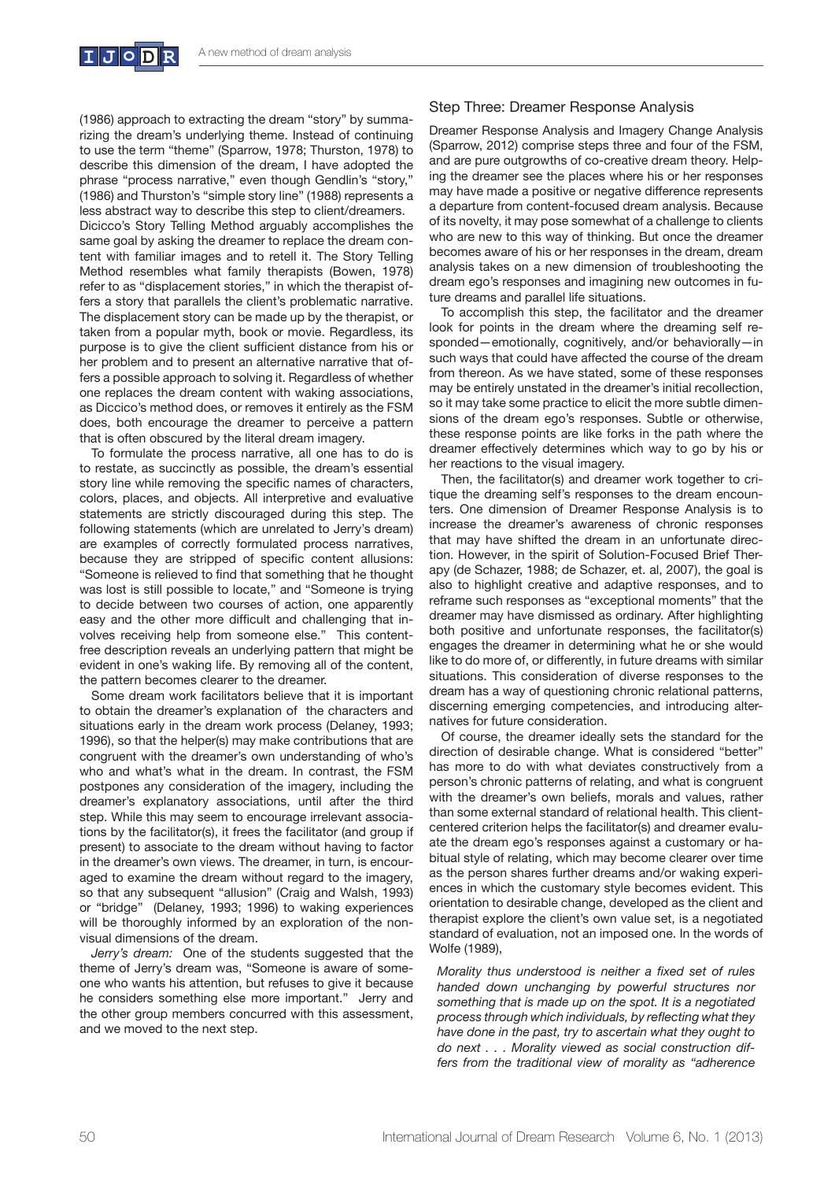(1986) approach to extracting the dream "story" by summarizing the dream's underlying theme. Instead of continuing to use the term "theme" (Sparrow, 1978; Thurston, 1978) to describe this dimension of the dream, I have adopted the phrase "process narrative," even though Gendlin's "story," (1986) and Thurston's "simple story line" (1988) represents a less abstract way to describe this step to client/dreamers.

Dicicco's Story Telling Method arguably accomplishes the same goal by asking the dreamer to replace the dream content with familiar images and to retell it. The Story Telling Method resembles what family therapists (Bowen, 1978) refer to as "displacement stories," in which the therapist offers a story that parallels the client's problematic narrative. The displacement story can be made up by the therapist, or taken from a popular myth, book or movie. Regardless, its purpose is to give the client sufficient distance from his or her problem and to present an alternative narrative that offers a possible approach to solving it. Regardless of whether one replaces the dream content with waking associations, as Diccico's method does, or removes it entirely as the FSM does, both encourage the dreamer to perceive a pattern that is often obscured by the literal dream imagery.

To formulate the process narrative, all one has to do is to restate, as succinctly as possible, the dream's essential story line while removing the specific names of characters, colors, places, and objects. All interpretive and evaluative statements are strictly discouraged during this step. The following statements (which are unrelated to Jerry's dream) are examples of correctly formulated process narratives, because they are stripped of specific content allusions: "Someone is relieved to find that something that he thought was lost is still possible to locate," and "Someone is trying to decide between two courses of action, one apparently easy and the other more difficult and challenging that involves receiving help from someone else." This content-free description reveals an underlying pattern that might be evident in one's waking life. By removing all of the content, the pattern becomes clearer to the dreamer.

Some dream work facilitators believe that it is important to obtain the dreamer's explanation of the characters and situations early in the dream work process (Delaney, 1993; 1996), so that the helper(s) may make contributions that are congruent with the dreamer's own understanding of who's who and what's what in the dream. In contrast, the FSM postpones any consideration of the imagery, including the dreamer's explanatory associations, until after the third step. While this may seem to encourage irrelevant associations by the facilitator(s), it frees the facilitator (and group if present) to associate to the dream without having to factor in the dreamer's own views. The dreamer, in turn, is encouraged to examine the dream without regard to the imagery, so that any subsequent "allusion" (Craig and Walsh, 1993) or "bridge" (Delaney, 1993; 1996) to waking experiences will be thoroughly informed by an exploration of the non-visual dimensions of the dream.

*Jerry's dream:* One of the students suggested that the theme of Jerry's dream was, "Someone is aware of someone who wants his attention, but refuses to give it because he considers something else more important." Jerry and the other group members concurred with this assessment, and we moved to the next step.

## Step Three: Dreamer Response Analysis

Dreamer Response Analysis and Imagery Change Analysis (Sparrow, 2012) comprise steps three and four of the FSM, and are pure outgrowths of co-creative dream theory. Helping the dreamer see the places where his or her responses may have made a positive or negative difference represents a departure from content-focused dream analysis. Because of its novelty, it may pose somewhat of a challenge to clients who are new to this way of thinking. But once the dreamer becomes aware of his or her responses in the dream, dream analysis takes on a new dimension of troubleshooting the dream ego's responses and imagining new outcomes in future dreams and parallel life situations.

To accomplish this step, the facilitator and the dreamer look for points in the dream where the dreaming self responded—emotionally, cognitively, and/or behaviorally—in such ways that could have affected the course of the dream from thereon. As we have stated, some of these responses may be entirely unstated in the dreamer's initial recollection, so it may take some practice to elicit the more subtle dimensions of the dream ego's responses. Subtle or otherwise, these response points are like forks in the path where the dreamer effectively determines which way to go by his or her reactions to the visual imagery.

Then, the facilitator(s) and dreamer work together to critique the dreaming self's responses to the dream encounters. One dimension of Dreamer Response Analysis is to increase the dreamer's awareness of chronic responses that may have shifted the dream in an unfortunate direction. However, in the spirit of Solution-Focused Brief Therapy (de Schazer, 1988; de Schazer, et. al, 2007), the goal is also to highlight creative and adaptive responses, and to reframe such responses as "exceptional moments" that the dreamer may have dismissed as ordinary. After highlighting both positive and unfortunate responses, the facilitator(s) engages the dreamer in determining what he or she would like to do more of, or differently, in future dreams with similar situations. This consideration of diverse responses to the dream has a way of questioning chronic relational patterns, discerning emerging competencies, and introducing alternatives for future consideration.

Of course, the dreamer ideally sets the standard for the direction of desirable change. What is considered "better" has more to do with what deviates constructively from a person's chronic patterns of relating, and what is congruent with the dreamer's own beliefs, morals and values, rather than some external standard of relational health. This client-centered criterion helps the facilitator(s) and dreamer evaluate the dream ego's responses against a customary or habitual style of relating, which may become clearer over time as the person shares further dreams and/or waking experiences in which the customary style becomes evident. This orientation to desirable change, developed as the client and therapist explore the client's own value set, is a negotiated standard of evaluation, not an imposed one. In the words of Wolfe (1989),

*Morality thus understood is neither a fixed set of rules handed down unchanging by powerful structures nor something that is made up on the spot. It is a negotiated process through which individuals, by reflecting what they have done in the past, try to ascertain what they ought to do next . . . Morality viewed as social construction differs from the traditional view of morality as "adherence*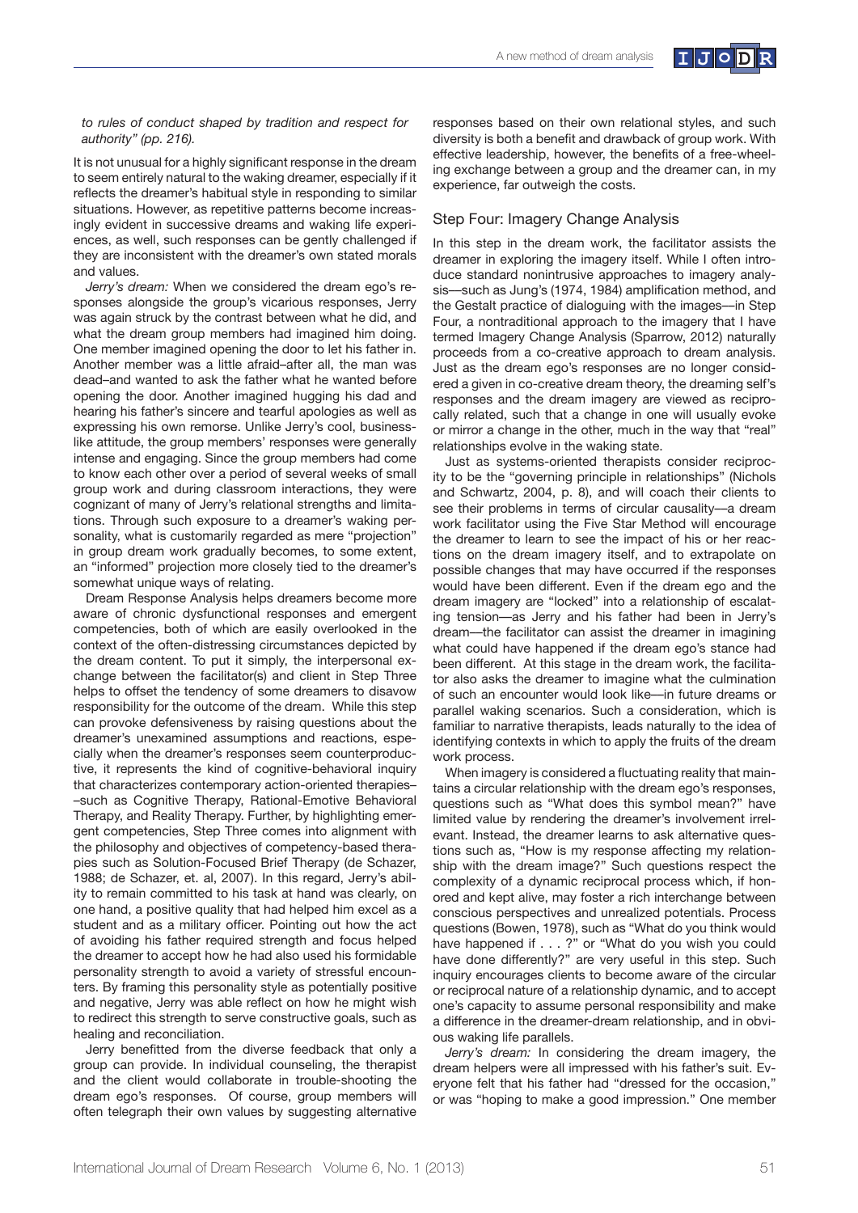*to rules of conduct shaped by tradition and respect for authority" (pp. 216).*

It is not unusual for a highly significant response in the dream to seem entirely natural to the waking dreamer, especially if it reflects the dreamer's habitual style in responding to similar situations. However, as repetitive patterns become increasingly evident in successive dreams and waking life experiences, as well, such responses can be gently challenged if they are inconsistent with the dreamer's own stated morals and values.

*Jerry's dream:* When we considered the dream ego's responses alongside the group's vicarious responses, Jerry was again struck by the contrast between what he did, and what the dream group members had imagined him doing. One member imagined opening the door to let his father in. Another member was a little afraid–after all, the man was dead–and wanted to ask the father what he wanted before opening the door. Another imagined hugging his dad and hearing his father's sincere and tearful apologies as well as expressing his own remorse. Unlike Jerry's cool, businesslike attitude, the group members' responses were generally intense and engaging. Since the group members had come to know each other over a period of several weeks of small group work and during classroom interactions, they were cognizant of many of Jerry's relational strengths and limitations. Through such exposure to a dreamer's waking personality, what is customarily regarded as mere "projection" in group dream work gradually becomes, to some extent, an "informed" projection more closely tied to the dreamer's somewhat unique ways of relating.

Dream Response Analysis helps dreamers become more aware of chronic dysfunctional responses and emergent competencies, both of which are easily overlooked in the context of the often-distressing circumstances depicted by the dream content. To put it simply, the interpersonal exchange between the facilitator(s) and client in Step Three helps to offset the tendency of some dreamers to disavow responsibility for the outcome of the dream. While this step can provoke defensiveness by raising questions about the dreamer's unexamined assumptions and reactions, especially when the dreamer's responses seem counterproductive, it represents the kind of cognitive-behavioral inquiry that characterizes contemporary action-oriented therapies––such as Cognitive Therapy, Rational-Emotive Behavioral Therapy, and Reality Therapy. Further, by highlighting emergent competencies, Step Three comes into alignment with the philosophy and objectives of competency-based therapies such as Solution-Focused Brief Therapy (de Schazer, 1988; de Schazer, et. al, 2007). In this regard, Jerry's ability to remain committed to his task at hand was clearly, on one hand, a positive quality that had helped him excel as a student and as a military officer. Pointing out how the act of avoiding his father required strength and focus helped the dreamer to accept how he had also used his formidable personality strength to avoid a variety of stressful encounters. By framing this personality style as potentially positive and negative, Jerry was able reflect on how he might wish to redirect this strength to serve constructive goals, such as healing and reconciliation.

Jerry benefitted from the diverse feedback that only a group can provide. In individual counseling, the therapist and the client would collaborate in trouble-shooting the dream ego's responses. Of course, group members will often telegraph their own values by suggesting alternative responses based on their own relational styles, and such diversity is both a benefit and drawback of group work. With effective leadership, however, the benefits of a free-wheeling exchange between a group and the dreamer can, in my experience, far outweigh the costs.

## Step Four: Imagery Change Analysis

In this step in the dream work, the facilitator assists the dreamer in exploring the imagery itself. While I often introduce standard nonintrusive approaches to imagery analysis—such as Jung's (1974, 1984) amplification method, and the Gestalt practice of dialoguing with the images—in Step Four, a nontraditional approach to the imagery that I have termed Imagery Change Analysis (Sparrow, 2012) naturally proceeds from a co-creative approach to dream analysis. Just as the dream ego's responses are no longer considered a given in co-creative dream theory, the dreaming self's responses and the dream imagery are viewed as reciprocally related, such that a change in one will usually evoke or mirror a change in the other, much in the way that "real" relationships evolve in the waking state.

Just as systems-oriented therapists consider reciprocity to be the "governing principle in relationships" (Nichols and Schwartz, 2004, p. 8), and will coach their clients to see their problems in terms of circular causality—a dream work facilitator using the Five Star Method will encourage the dreamer to learn to see the impact of his or her reactions on the dream imagery itself, and to extrapolate on possible changes that may have occurred if the responses would have been different. Even if the dream ego and the dream imagery are "locked" into a relationship of escalating tension—as Jerry and his father had been in Jerry's dream—the facilitator can assist the dreamer in imagining what could have happened if the dream ego's stance had been different. At this stage in the dream work, the facilitator also asks the dreamer to imagine what the culmination of such an encounter would look like—in future dreams or parallel waking scenarios. Such a consideration, which is familiar to narrative therapists, leads naturally to the idea of identifying contexts in which to apply the fruits of the dream work process.

When imagery is considered a fluctuating reality that maintains a circular relationship with the dream ego's responses, questions such as "What does this symbol mean?" have limited value by rendering the dreamer's involvement irrelevant. Instead, the dreamer learns to ask alternative questions such as, "How is my response affecting my relationship with the dream image?" Such questions respect the complexity of a dynamic reciprocal process which, if honored and kept alive, may foster a rich interchange between conscious perspectives and unrealized potentials. Process questions (Bowen, 1978), such as "What do you think would have happened if . . . ?" or "What do you wish you could have done differently?" are very useful in this step. Such inquiry encourages clients to become aware of the circular or reciprocal nature of a relationship dynamic, and to accept one's capacity to assume personal responsibility and make a difference in the dreamer-dream relationship, and in obvious waking life parallels.

*Jerry's dream:* In considering the dream imagery, the dream helpers were all impressed with his father's suit. Everyone felt that his father had "dressed for the occasion," or was "hoping to make a good impression." One member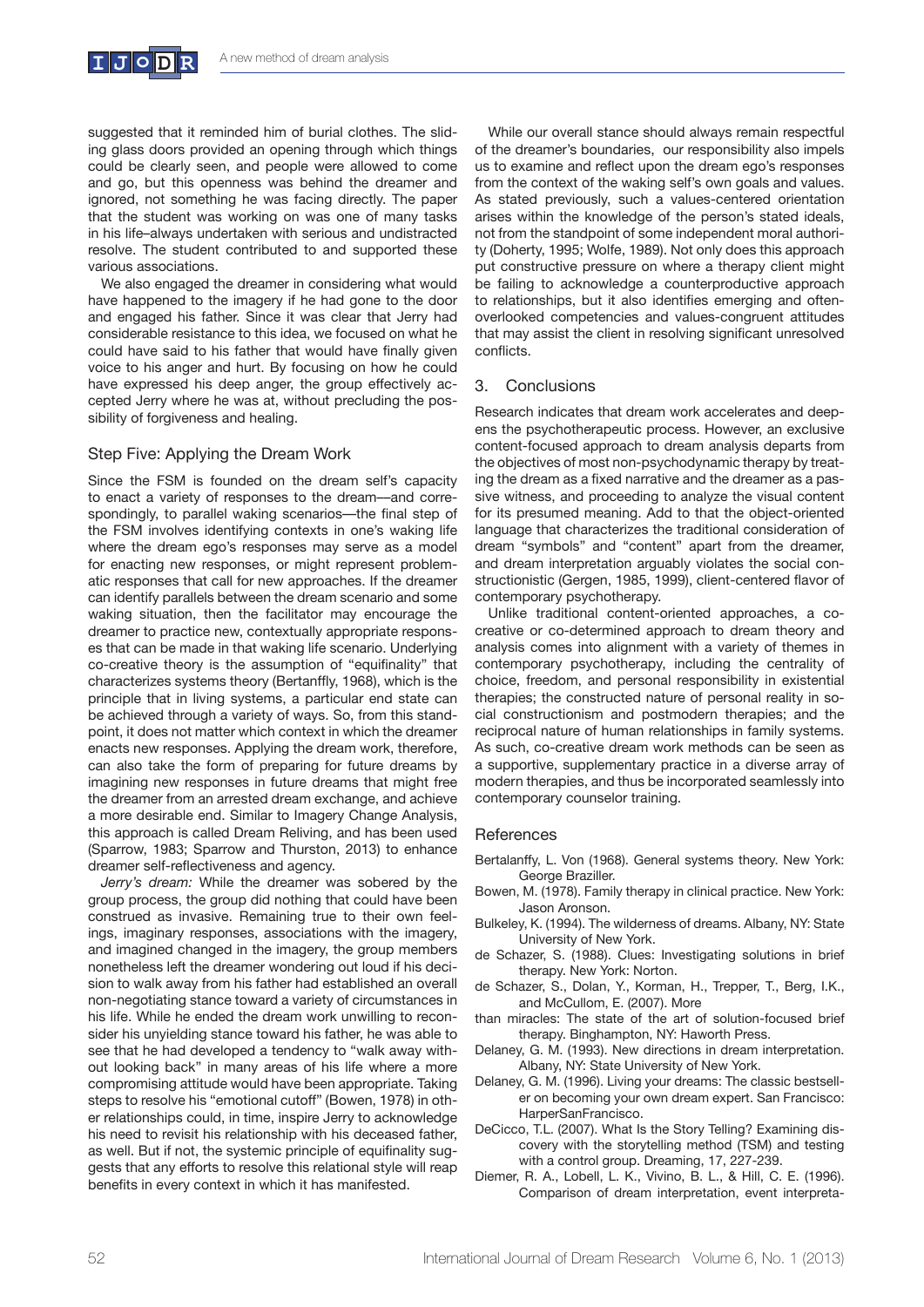suggested that it reminded him of burial clothes. The sliding glass doors provided an opening through which things could be clearly seen, and people were allowed to come and go, but this openness was behind the dreamer and ignored, not something he was facing directly. The paper that the student was working on was one of many tasks in his life–always undertaken with serious and undistracted resolve. The student contributed to and supported these various associations.

We also engaged the dreamer in considering what would have happened to the imagery if he had gone to the door and engaged his father. Since it was clear that Jerry had considerable resistance to this idea, we focused on what he could have said to his father that would have finally given voice to his anger and hurt. By focusing on how he could have expressed his deep anger, the group effectively accepted Jerry where he was at, without precluding the possibility of forgiveness and healing.

### Step Five: Applying the Dream Work

Since the FSM is founded on the dream self's capacity to enact a variety of responses to the dream—and correspondingly, to parallel waking scenarios—the final step of the FSM involves identifying contexts in one's waking life where the dream ego's responses may serve as a model for enacting new responses, or might represent problematic responses that call for new approaches. If the dreamer can identify parallels between the dream scenario and some waking situation, then the facilitator may encourage the dreamer to practice new, contextually appropriate responses that can be made in that waking life scenario. Underlying co-creative theory is the assumption of "equifinality" that characterizes systems theory (Bertanffly, 1968), which is the principle that in living systems, a particular end state can be achieved through a variety of ways. So, from this standpoint, it does not matter which context in which the dreamer enacts new responses. Applying the dream work, therefore, can also take the form of preparing for future dreams by imagining new responses in future dreams that might free the dreamer from an arrested dream exchange, and achieve a more desirable end. Similar to Imagery Change Analysis, this approach is called Dream Reliving, and has been used (Sparrow, 1983; Sparrow and Thurston, 2013) to enhance dreamer self-reflectiveness and agency.

*Jerry's dream:* While the dreamer was sobered by the group process, the group did nothing that could have been construed as invasive. Remaining true to their own feelings, imaginary responses, associations with the imagery, and imagined changed in the imagery, the group members nonetheless left the dreamer wondering out loud if his decision to walk away from his father had established an overall non-negotiating stance toward a variety of circumstances in his life. While he ended the dream work unwilling to reconsider his unyielding stance toward his father, he was able to see that he had developed a tendency to "walk away without looking back" in many areas of his life where a more compromising attitude would have been appropriate. Taking steps to resolve his "emotional cutoff" (Bowen, 1978) in other relationships could, in time, inspire Jerry to acknowledge his need to revisit his relationship with his deceased father, as well. But if not, the systemic principle of equifinality suggests that any efforts to resolve this relational style will reap benefits in every context in which it has manifested.

While our overall stance should always remain respectful of the dreamer's boundaries, our responsibility also impels us to examine and reflect upon the dream ego's responses from the context of the waking self's own goals and values. As stated previously, such a values-centered orientation arises within the knowledge of the person's stated ideals, not from the standpoint of some independent moral authority (Doherty, 1995; Wolfe, 1989). Not only does this approach put constructive pressure on where a therapy client might be failing to acknowledge a counterproductive approach to relationships, but it also identifies emerging and often-overlooked competencies and values-congruent attitudes that may assist the client in resolving significant unresolved conflicts.

## 3. Conclusions

Research indicates that dream work accelerates and deepens the psychotherapeutic process. However, an exclusive content-focused approach to dream analysis departs from the objectives of most non-psychodynamic therapy by treating the dream as a fixed narrative and the dreamer as a passive witness, and proceeding to analyze the visual content for its presumed meaning. Add to that the object-oriented language that characterizes the traditional consideration of dream "symbols" and "content" apart from the dreamer, and dream interpretation arguably violates the social constructionistic (Gergen, 1985, 1999), client-centered flavor of contemporary psychotherapy.

Unlike traditional content-oriented approaches, a co-creative or co-determined approach to dream theory and analysis comes into alignment with a variety of themes in contemporary psychotherapy, including the centrality of choice, freedom, and personal responsibility in existential therapies; the constructed nature of personal reality in social constructionism and postmodern therapies; and the reciprocal nature of human relationships in family systems. As such, co-creative dream work methods can be seen as a supportive, supplementary practice in a diverse array of modern therapies, and thus be incorporated seamlessly into contemporary counselor training.

## References

Bertalanffy, L. Von (1968). General systems theory. New York: George Braziller.

Bowen, M. (1978). Family therapy in clinical practice. New York: Jason Aronson.

Bulkeley, K. (1994). The wilderness of dreams. Albany, NY: State University of New York.

de Schazer, S. (1988). Clues: Investigating solutions in brief therapy. New York: Norton.

de Schazer, S., Dolan, Y., Korman, H., Trepper, T., Berg, I.K., and McCullom, E. (2007). More than miracles: The state of the art of solution-focused brief therapy. Binghampton, NY: Haworth Press.

Delaney, G. M. (1993). New directions in dream interpretation. Albany, NY: State University of New York.

Delaney, G. M. (1996). Living your dreams: The classic bestseller on becoming your own dream expert. San Francisco: HarperSanFrancisco.

DeCicco, T.L. (2007). What Is the Story Telling? Examining discovery with the storytelling method (TSM) and testing with a control group. Dreaming, 17, 227-239.

Diemer, R. A., Lobell, L. K., Vivino, B. L., & Hill, C. E. (1996). Comparison of dream interpretation, event interpreta-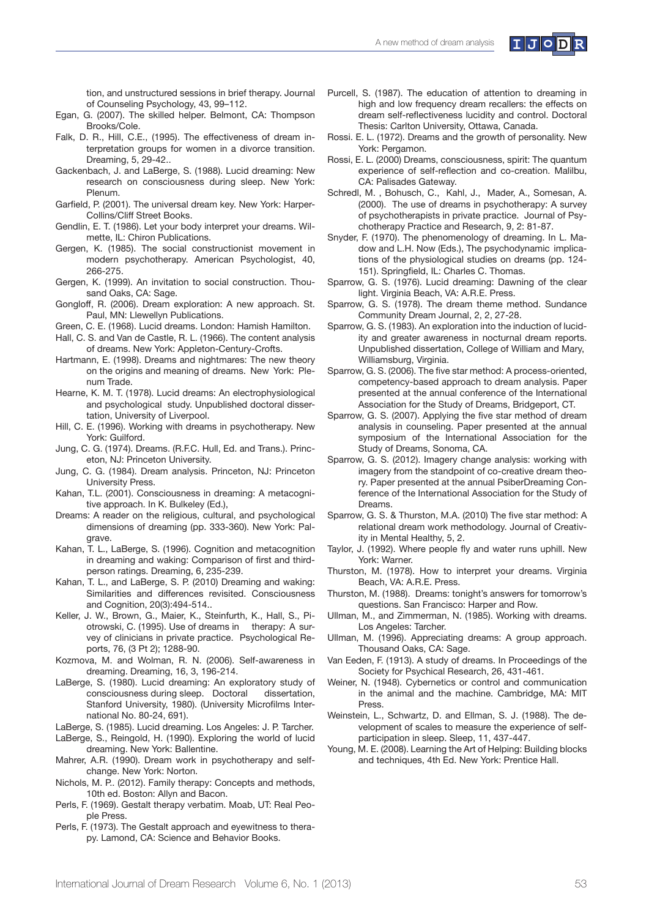tion, and unstructured sessions in brief therapy. Journal of Counseling Psychology, 43, 99–112.

Egan, G. (2007). The skilled helper. Belmont, CA: Thompson Brooks/Cole.

Falk, D. R., Hill, C.E., (1995). The effectiveness of dream interpretation groups for women in a divorce transition. Dreaming, 5, 29-42..

Gackenbach, J. and LaBerge, S. (1988). Lucid dreaming: New research on consciousness during sleep. New York: Plenum.

Garfield, P. (2001). The universal dream key. New York: HarperCollins/Cliff Street Books.

Gendlin, E. T. (1986). Let your body interpret your dreams. Wilmette, IL: Chiron Publications.

Gergen, K. (1985). The social constructionist movement in modern psychotherapy. American Psychologist, 40, 266-275.

Gergen, K. (1999). An invitation to social construction. Thousand Oaks, CA: Sage.

Gongloff, R. (2006). Dream exploration: A new approach. St. Paul, MN: Llewellyn Publications.

Green, C. E. (1968). Lucid dreams. London: Hamish Hamilton.

Hall, C. S. and Van de Castle, R. L. (1966). The content analysis of dreams. New York: Appleton-Century-Crofts.

Hartmann, E. (1998). Dreams and nightmares: The new theory on the origins and meaning of dreams. New York: Plenum Trade.

Hearne, K. M. T. (1978). Lucid dreams: An electrophysiological and psychological study. Unpublished doctoral dissertation, University of Liverpool.

Hill, C. E. (1996). Working with dreams in psychotherapy. New York: Guilford.

Jung, C. G. (1974). Dreams. (R.F.C. Hull, Ed. and Trans.). Princeton, NJ: Princeton University.

Jung, C. G. (1984). Dream analysis. Princeton, NJ: Princeton University Press.

Kahan, T.L. (2001). Consciousness in dreaming: A metacognitive approach. In K. Bulkeley (Ed.),

Dreams: A reader on the religious, cultural, and psychological dimensions of dreaming (pp. 333-360). New York: Palgrave.

Kahan, T. L., LaBerge, S. (1996). Cognition and metacognition in dreaming and waking: Comparison of first and third-person ratings. Dreaming, 6, 235-239.

Kahan, T. L., and LaBerge, S. P. (2010) Dreaming and waking: Similarities and differences revisited. Consciousness and Cognition, 20(3):494-514..

Keller, J. W., Brown, G., Maier, K., Steinfurth, K., Hall, S., Piotrowski, C. (1995). Use of dreams in therapy: A survey of clinicians in private practice. Psychological Reports, 76, (3 Pt 2); 1288-90.

Kozmova, M. and Wolman, R. N. (2006). Self-awareness in dreaming. Dreaming, 16, 3, 196-214.

LaBerge, S. (1980). Lucid dreaming: An exploratory study of consciousness during sleep. Doctoral dissertation, Stanford University, 1980). (University Microfilms International No. 80-24, 691).

LaBerge, S. (1985). Lucid dreaming. Los Angeles: J. P. Tarcher.

LaBerge, S., Reingold, H. (1990). Exploring the world of lucid dreaming. New York: Ballentine.

Mahrer, A.R. (1990). Dream work in psychotherapy and self-change. New York: Norton.

Nichols, M. P.. (2012). Family therapy: Concepts and methods, 10th ed. Boston: Allyn and Bacon.

Perls, F. (1969). Gestalt therapy verbatim. Moab, UT: Real People Press.

Perls, F. (1973). The Gestalt approach and eyewitness to therapy. Lamond, CA: Science and Behavior Books.

Purcell, S. (1987). The education of attention to dreaming in high and low frequency dream recallers: the effects on dream self-reflectiveness lucidity and control. Doctoral Thesis: Carlton University, Ottawa, Canada.

Rossi. E. L. (1972). Dreams and the growth of personality. New York: Pergamon.

Rossi, E. L. (2000) Dreams, consciousness, spirit: The quantum experience of self-reflection and co-creation. Malilbu, CA: Palisades Gateway.

Schredl, M. , Bohusch, C., Kahl, J., Mader, A., Somesan, A. (2000). The use of dreams in psychotherapy: A survey of psychotherapists in private practice. Journal of Psychotherapy Practice and Research, 9, 2: 81-87.

Snyder, F. (1970). The phenomenology of dreaming. In L. Madow and L.H. Now (Eds.), The psychodynamic implications of the physiological studies on dreams (pp. 124-151). Springfield, IL: Charles C. Thomas.

Sparrow, G. S. (1976). Lucid dreaming: Dawning of the clear light. Virginia Beach, VA: A.R.E. Press.

Sparrow, G. S. (1978). The dream theme method. Sundance Community Dream Journal, 2, 2, 27-28.

Sparrow, G. S. (1983). An exploration into the induction of lucidity and greater awareness in nocturnal dream reports. Unpublished dissertation, College of William and Mary, Williamsburg, Virginia.

Sparrow, G. S. (2006). The five star method: A process-oriented, competency-based approach to dream analysis. Paper presented at the annual conference of the International Association for the Study of Dreams, Bridgeport, CT.

Sparrow, G. S. (2007). Applying the five star method of dream analysis in counseling. Paper presented at the annual symposium of the International Association for the Study of Dreams, Sonoma, CA.

Sparrow, G. S. (2012). Imagery change analysis: working with imagery from the standpoint of co-creative dream theory. Paper presented at the annual PsiberDreaming Conference of the International Association for the Study of Dreams.

Sparrow, G. S. & Thurston, M.A. (2010) The five star method: A relational dream work methodology. Journal of Creativity in Mental Healthy, 5, 2.

Taylor, J. (1992). Where people fly and water runs uphill. New York: Warner.

Thurston, M. (1978). How to interpret your dreams. Virginia Beach, VA: A.R.E. Press.

Thurston, M. (1988). Dreams: tonight's answers for tomorrow's questions. San Francisco: Harper and Row.

Ullman, M., and Zimmerman, N. (1985). Working with dreams. Los Angeles: Tarcher.

Ullman, M. (1996). Appreciating dreams: A group approach. Thousand Oaks, CA: Sage.

Van Eeden, F. (1913). A study of dreams. In Proceedings of the Society for Psychical Research, 26, 431-461.

Weiner, N. (1948). Cybernetics or control and communication in the animal and the machine. Cambridge, MA: MIT Press.

Weinstein, L., Schwartz, D. and Ellman, S. J. (1988). The development of scales to measure the experience of self-participation in sleep. Sleep, 11, 437-447.

Young, M. E. (2008). Learning the Art of Helping: Building blocks and techniques, 4th Ed. New York: Prentice Hall.